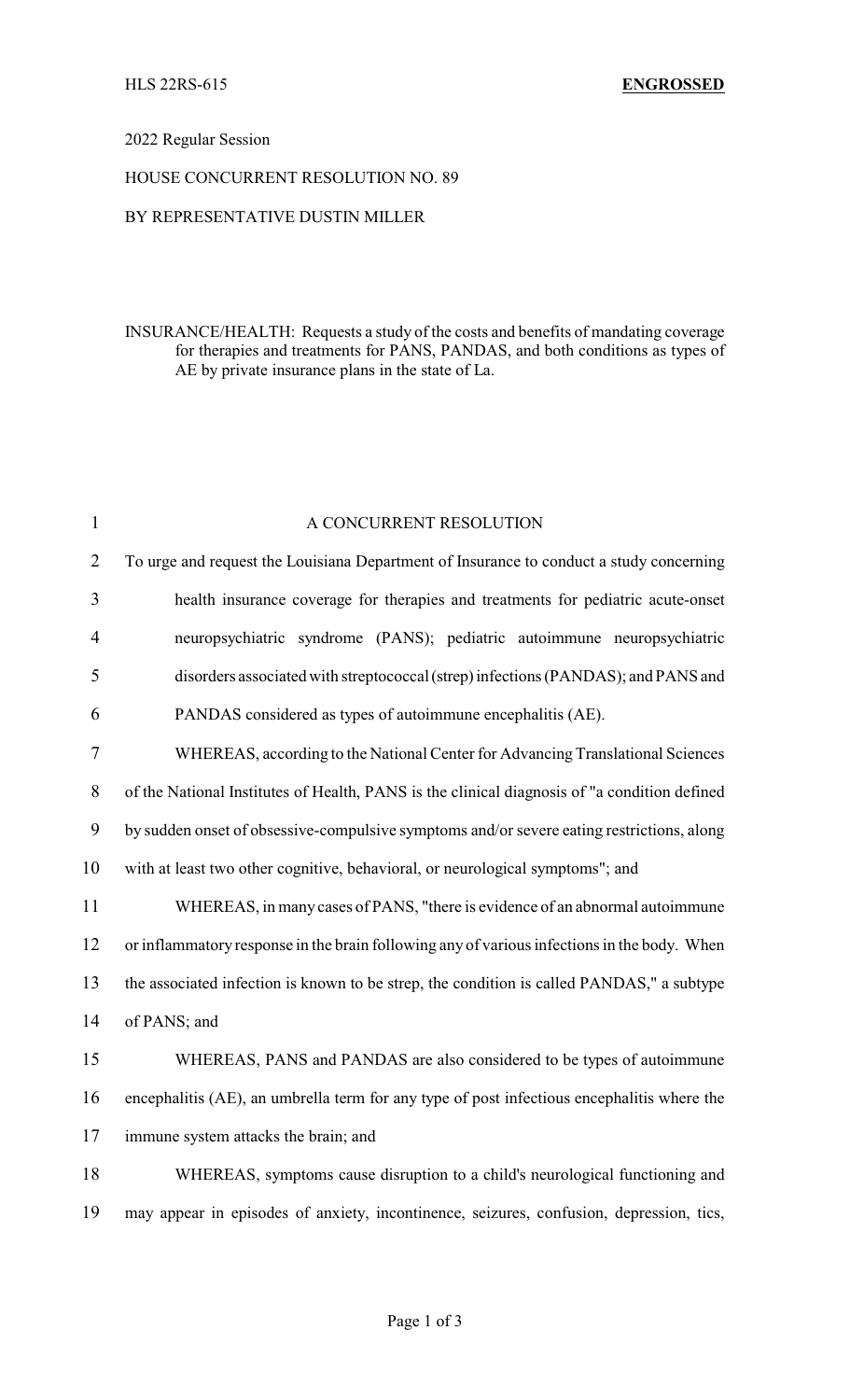HLS 22RS-615 **ENGROSSED**

2022 Regular Session

HOUSE CONCURRENT RESOLUTION NO. 89

BY REPRESENTATIVE DUSTIN MILLER

INSURANCE/HEALTH: Requests a study of the costs and benefits of mandating coverage for therapies and treatments for PANS, PANDAS, and both conditions as types of AE by private insurance plans in the state of La.

A CONCURRENT RESOLUTION

To urge and request the Louisiana Department of Insurance to conduct a study concerning health insurance coverage for therapies and treatments for pediatric acute-onset neuropsychiatric syndrome (PANS); pediatric autoimmune neuropsychiatric disorders associated with streptococcal (strep) infections (PANDAS); and PANS and PANDAS considered as types of autoimmune encephalitis (AE).

WHEREAS, according to the National Center for Advancing Translational Sciences of the National Institutes of Health, PANS is the clinical diagnosis of "a condition defined by sudden onset of obsessive-compulsive symptoms and/or severe eating restrictions, along with at least two other cognitive, behavioral, or neurological symptoms"; and

WHEREAS, in many cases of PANS, "there is evidence of an abnormal autoimmune or inflammatory response in the brain following any of various infections in the body. When the associated infection is known to be strep, the condition is called PANDAS," a subtype of PANS; and

WHEREAS, PANS and PANDAS are also considered to be types of autoimmune encephalitis (AE), an umbrella term for any type of post infectious encephalitis where the immune system attacks the brain; and

WHEREAS, symptoms cause disruption to a child's neurological functioning and may appear in episodes of anxiety, incontinence, seizures, confusion, depression, tics,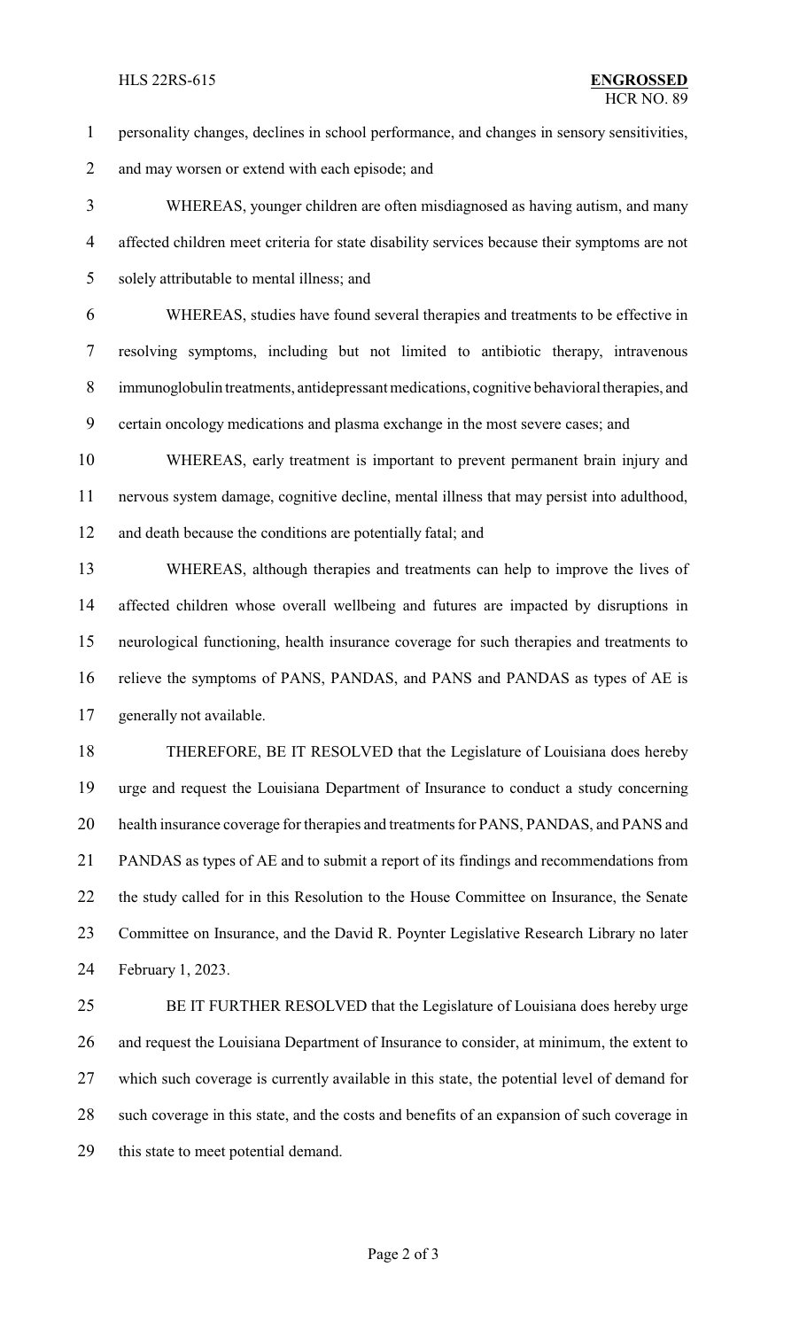personality changes, declines in school performance, and changes in sensory sensitivities, and may worsen or extend with each episode; and

WHEREAS, younger children are often misdiagnosed as having autism, and many affected children meet criteria for state disability services because their symptoms are not solely attributable to mental illness; and

WHEREAS, studies have found several therapies and treatments to be effective in resolving symptoms, including but not limited to antibiotic therapy, intravenous immunoglobulin treatments, antidepressant medications, cognitive behavioral therapies, and certain oncology medications and plasma exchange in the most severe cases; and

WHEREAS, early treatment is important to prevent permanent brain injury and nervous system damage, cognitive decline, mental illness that may persist into adulthood, and death because the conditions are potentially fatal; and

WHEREAS, although therapies and treatments can help to improve the lives of affected children whose overall wellbeing and futures are impacted by disruptions in neurological functioning, health insurance coverage for such therapies and treatments to relieve the symptoms of PANS, PANDAS, and PANS and PANDAS as types of AE is generally not available.

THEREFORE, BE IT RESOLVED that the Legislature of Louisiana does hereby urge and request the Louisiana Department of Insurance to conduct a study concerning health insurance coverage for therapies and treatments for PANS, PANDAS, and PANS and PANDAS as types of AE and to submit a report of its findings and recommendations from the study called for in this Resolution to the House Committee on Insurance, the Senate Committee on Insurance, and the David R. Poynter Legislative Research Library no later February 1, 2023.

BE IT FURTHER RESOLVED that the Legislature of Louisiana does hereby urge and request the Louisiana Department of Insurance to consider, at minimum, the extent to which such coverage is currently available in this state, the potential level of demand for such coverage in this state, and the costs and benefits of an expansion of such coverage in this state to meet potential demand.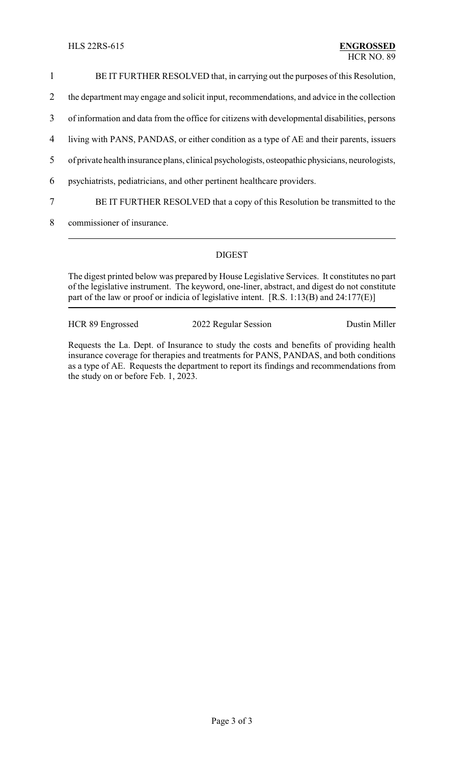BE IT FURTHER RESOLVED that, in carrying out the purposes of this Resolution, the department may engage and solicit input, recommendations, and advice in the collection of information and data from the office for citizens with developmental disabilities, persons living with PANS, PANDAS, or either condition as a type of AE and their parents, issuers of private health insurance plans, clinical psychologists, osteopathic physicians, neurologists, psychiatrists, pediatricians, and other pertinent healthcare providers.

BE IT FURTHER RESOLVED that a copy of this Resolution be transmitted to the commissioner of insurance.

---

## DIGEST

The digest printed below was prepared by House Legislative Services. It constitutes no part of the legislative instrument. The keyword, one-liner, abstract, and digest do not constitute part of the law or proof or indicia of legislative intent. [R.S. 1:13(B) and 24:177(E)]

---

HCR 89 Engrossed — 2022 Regular Session — Dustin Miller

Requests the La. Dept. of Insurance to study the costs and benefits of providing health insurance coverage for therapies and treatments for PANS, PANDAS, and both conditions as a type of AE. Requests the department to report its findings and recommendations from the study on or before Feb. 1, 2023.